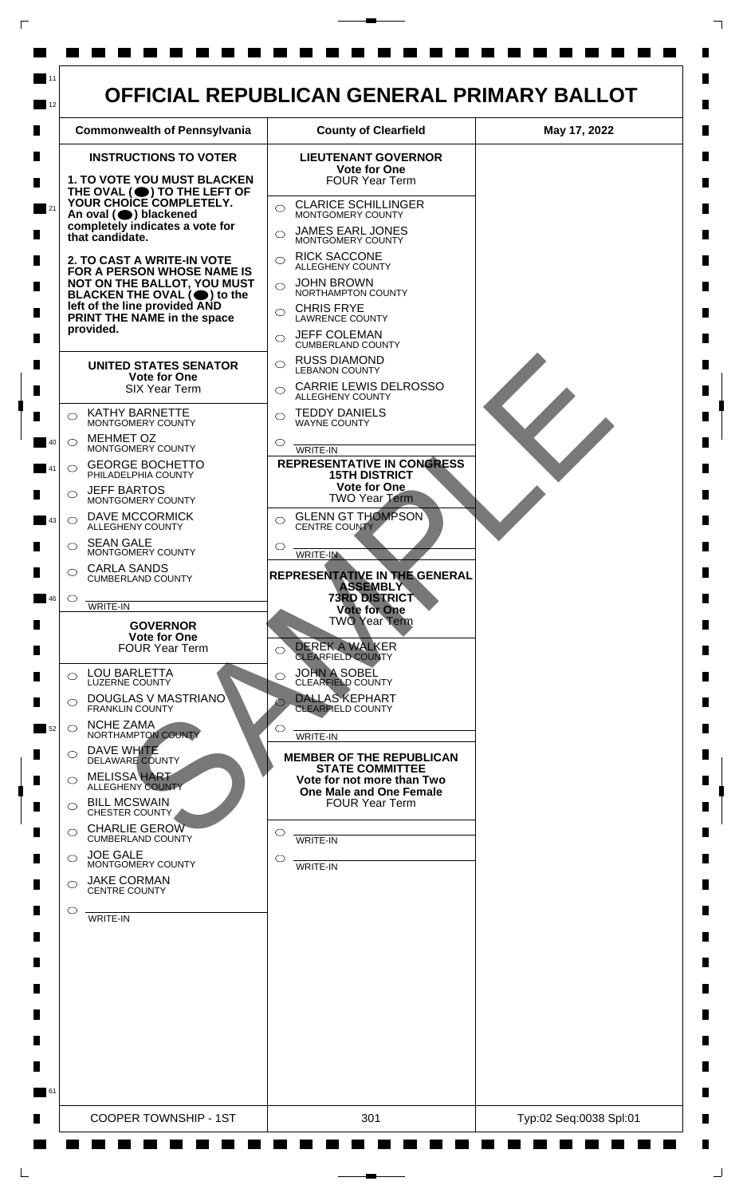# OFFICIAL REPUBLICAN GENERAL PRIMARY BALLOT

| Commonwealth of Pennsylvania | County of Clearfield | May 17, 2022 |
|---|---|---|

## INSTRUCTIONS TO VOTER

**1. TO VOTE YOU MUST BLACKEN THE OVAL (●) TO THE LEFT OF YOUR CHOICE COMPLETELY. An oval (●) blackened completely indicates a vote for that candidate.**

**2. TO CAST A WRITE-IN VOTE FOR A PERSON WHOSE NAME IS NOT ON THE BALLOT, YOU MUST BLACKEN THE OVAL (●) to the left of the line provided AND PRINT THE NAME in the space provided.**

## UNITED STATES SENATOR
**Vote for One**
SIX Year Term

- ○ KATHY BARNETTE — MONTGOMERY COUNTY
- ○ MEHMET OZ — MONTGOMERY COUNTY
- ○ GEORGE BOCHETTO — PHILADELPHIA COUNTY
- ○ JEFF BARTOS — MONTGOMERY COUNTY
- ○ DAVE MCCORMICK — ALLEGHENY COUNTY
- ○ SEAN GALE — MONTGOMERY COUNTY
- ○ CARLA SANDS — CUMBERLAND COUNTY
- ○ ______ WRITE-IN

## GOVERNOR
**Vote for One**
FOUR Year Term

- ○ LOU BARLETTA — LUZERNE COUNTY
- ○ DOUGLAS V MASTRIANO — FRANKLIN COUNTY
- ○ NCHE ZAMA — NORTHAMPTON COUNTY
- ○ DAVE WHITE — DELAWARE COUNTY
- ○ MELISSA HART — ALLEGHENY COUNTY
- ○ BILL MCSWAIN — CHESTER COUNTY
- ○ CHARLIE GEROW — CUMBERLAND COUNTY
- ○ JOE GALE — MONTGOMERY COUNTY
- ○ JAKE CORMAN — CENTRE COUNTY
- ○ ______ WRITE-IN

## LIEUTENANT GOVERNOR
**Vote for One**
FOUR Year Term

- ○ CLARICE SCHILLINGER — MONTGOMERY COUNTY
- ○ JAMES EARL JONES — MONTGOMERY COUNTY
- ○ RICK SACCONE — ALLEGHENY COUNTY
- ○ JOHN BROWN — NORTHAMPTON COUNTY
- ○ CHRIS FRYE — LAWRENCE COUNTY
- ○ JEFF COLEMAN — CUMBERLAND COUNTY
- ○ RUSS DIAMOND — LEBANON COUNTY
- ○ CARRIE LEWIS DELROSSO — ALLEGHENY COUNTY
- ○ TEDDY DANIELS — WAYNE COUNTY
- ○ ______ WRITE-IN

## REPRESENTATIVE IN CONGRESS
**15TH DISTRICT**
**Vote for One**
TWO Year Term

- ○ GLENN GT THOMPSON — CENTRE COUNTY
- ○ ______ WRITE-IN

## REPRESENTATIVE IN THE GENERAL ASSEMBLY
**73RD DISTRICT**
**Vote for One**
TWO Year Term

- ○ DEREK A WALKER — CLEARFIELD COUNTY
- ○ JOHN A SOBEL — CLEARFIELD COUNTY
- ○ DALLAS KEPHART — CLEARFIELD COUNTY
- ○ ______ WRITE-IN

## MEMBER OF THE REPUBLICAN STATE COMMITTEE
**Vote for not more than Two**
**One Male and One Female**
FOUR Year Term

- ○ ______ WRITE-IN
- ○ ______ WRITE-IN

SAMPLE

| COOPER TOWNSHIP - 1ST | 301 | Typ:02 Seq:0038 Spl:01 |
|---|---|---|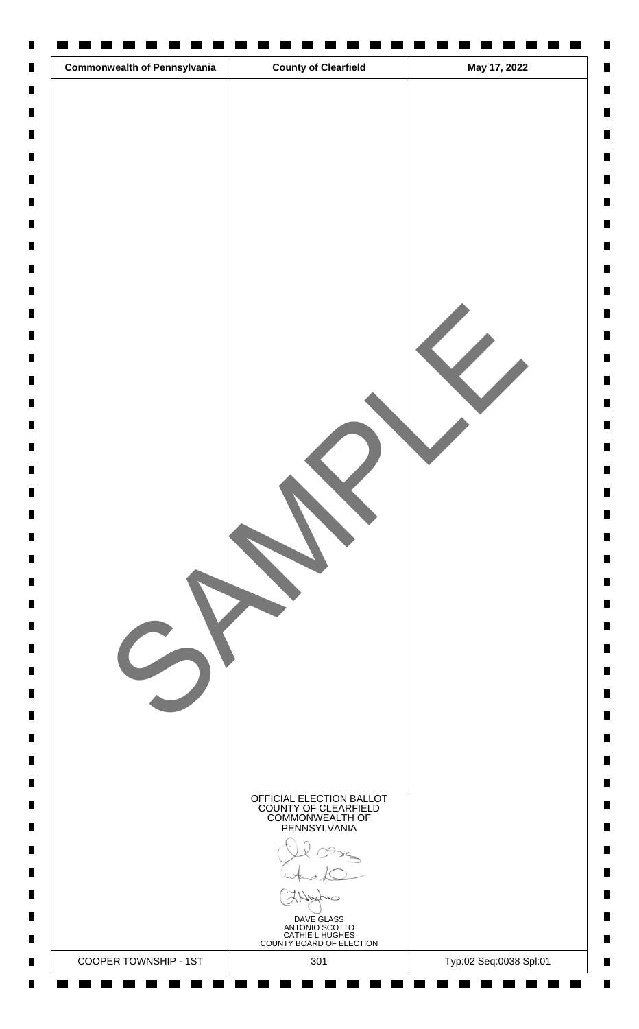| Commonwealth of Pennsylvania | County of Clearfield | May 17, 2022 |
|---|---|---|
| | OFFICIAL ELECTION BALLOT<br>COUNTY OF CLEARFIELD<br>COMMONWEALTH OF PENNSYLVANIA<br><br>DAVE GLASS<br>ANTONIO SCOTTO<br>CATHIE L HUGHES<br>COUNTY BOARD OF ELECTION | |
| COOPER TOWNSHIP - 1ST | 301 | Typ:02 Seq:0038 Spl:01 |

SAMPLE